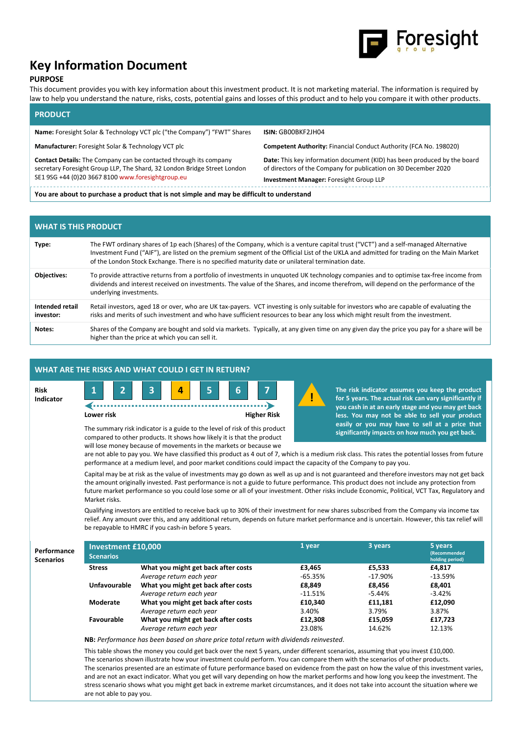# Key Information Document

## PURPOSE

This document provides you with key information about this investment product. It is not marketing material. The information is required by law to help you understand the nature, risks, costs, potential gains and losses of this product and to help you compare it with other products.

## PRODUCT

| | |
|---|---|
| **Name:** Foresight Solar & Technology VCT plc ("the Company") "FWT" Shares | **ISIN:** GB00BKF2JH04 |
| **Manufacturer:** Foresight Solar & Technology VCT plc | **Competent Authority:** Financial Conduct Authority (FCA No. 198020) |
| **Contact Details:** The Company can be contacted through its company secretary Foresight Group LLP, The Shard, 32 London Bridge Street London SE1 9SG +44 (0)20 3667 8100 www.foresightgroup.eu | **Date:** This key information document (KID) has been produced by the board of directors of the Company for publication on 30 December 2020<br>**Investment Manager:** Foresight Group LLP |

**You are about to purchase a product that is not simple and may be difficult to understand**

## WHAT IS THIS PRODUCT

| | |
|---|---|
| **Type:** | The FWT ordinary shares of 1p each (Shares) of the Company, which is a venture capital trust ("VCT") and a self-managed Alternative Investment Fund ("AIF"), are listed on the premium segment of the Official List of the UKLA and admitted for trading on the Main Market of the London Stock Exchange. There is no specified maturity date or unilateral termination date. |
| **Objectives:** | To provide attractive returns from a portfolio of investments in unquoted UK technology companies and to optimise tax-free income from dividends and interest received on investments. The value of the Shares, and income therefrom, will depend on the performance of the underlying investments. |
| **Intended retail investor:** | Retail investors, aged 18 or over, who are UK tax-payers. VCT investing is only suitable for investors who are capable of evaluating the risks and merits of such investment and who have sufficient resources to bear any loss which might result from the investment. |
| **Notes:** | Shares of the Company are bought and sold via markets. Typically, at any given time on any given day the price you pay for a share will be higher than the price at which you can sell it. |

## WHAT ARE THE RISKS AND WHAT COULD I GET IN RETURN?

**Risk Indicator**

1 | 2 | 3 | **4** | 5 | 6 | 7

Lower risk ← → Higher Risk

**The risk indicator assumes you keep the product for 5 years. The actual risk can vary significantly if you cash in at an early stage and you may get back less. You may not be able to sell your product easily or you may have to sell at a price that significantly impacts on how much you get back.**

The summary risk indicator is a guide to the level of risk of this product compared to other products. It shows how likely it is that the product will lose money because of movements in the markets or because we are not able to pay you. We have classified this product as 4 out of 7, which is a medium risk class. This rates the potential losses from future performance at a medium level, and poor market conditions could impact the capacity of the Company to pay you.

Capital may be at risk as the value of investments may go down as well as up and is not guaranteed and therefore investors may not get back the amount originally invested. Past performance is not a guide to future performance. This product does not include any protection from future market performance so you could lose some or all of your investment. Other risks include Economic, Political, VCT Tax, Regulatory and Market risks.

Qualifying investors are entitled to receive back up to 30% of their investment for new shares subscribed from the Company via income tax relief. Any amount over this, and any additional return, depends on future market performance and is uncertain. However, this tax relief will be repayable to HMRC if you cash-in before 5 years.

**Performance Scenarios**

| Investment £10,000 Scenarios | | 1 year | 3 years | 5 years (Recommended holding period) |
|---|---|---|---|---|
| **Stress** | **What you might get back after costs** | **£3,465** | **£5,533** | **£4,817** |
| | *Average return each year* | -65.35% | -17.90% | -13.59% |
| **Unfavourable** | **What you might get back after costs** | **£8,849** | **£8,456** | **£8,401** |
| | *Average return each year* | -11.51% | -5.44% | -3.42% |
| **Moderate** | **What you might get back after costs** | **£10,340** | **£11,181** | **£12,090** |
| | *Average return each year* | 3.40% | 3.79% | 3.87% |
| **Favourable** | **What you might get back after costs** | **£12,308** | **£15,059** | **£17,723** |
| | *Average return each year* | 23.08% | 14.62% | 12.13% |

**NB:** *Performance has been based on share price total return with dividends reinvested.*

This table shows the money you could get back over the next 5 years, under different scenarios, assuming that you invest £10,000. The scenarios shown illustrate how your investment could perform. You can compare them with the scenarios of other products. The scenarios presented are an estimate of future performance based on evidence from the past on how the value of this investment varies, and are not an exact indicator. What you get will vary depending on how the market performs and how long you keep the investment. The stress scenario shows what you might get back in extreme market circumstances, and it does not take into account the situation where we are not able to pay you.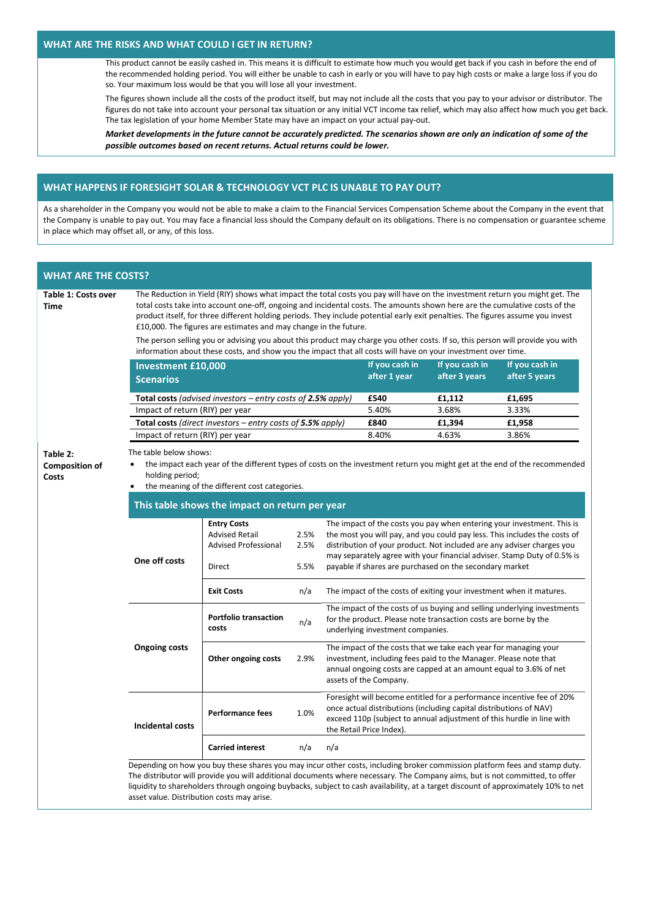## WHAT ARE THE RISKS AND WHAT COULD I GET IN RETURN?

This product cannot be easily cashed in. This means it is difficult to estimate how much you would get back if you cash in before the end of the recommended holding period. You will either be unable to cash in early or you will have to pay high costs or make a large loss if you do so. Your maximum loss would be that you will lose all your investment.

The figures shown include all the costs of the product itself, but may not include all the costs that you pay to your advisor or distributor. The figures do not take into account your personal tax situation or any initial VCT income tax relief, which may also affect how much you get back. The tax legislation of your home Member State may have an impact on your actual pay-out.

***Market developments in the future cannot be accurately predicted. The scenarios shown are only an indication of some of the possible outcomes based on recent returns. Actual returns could be lower.***

## WHAT HAPPENS IF FORESIGHT SOLAR & TECHNOLOGY VCT PLC IS UNABLE TO PAY OUT?

As a shareholder in the Company you would not be able to make a claim to the Financial Services Compensation Scheme about the Company in the event that the Company is unable to pay out. You may face a financial loss should the Company default on its obligations. There is no compensation or guarantee scheme in place which may offset all, or any, of this loss.

## WHAT ARE THE COSTS?

**Table 1: Costs over Time**

The Reduction in Yield (RIY) shows what impact the total costs you pay will have on the investment return you might get. The total costs take into account one-off, ongoing and incidental costs. The amounts shown here are the cumulative costs of the product itself, for three different holding periods. They include potential early exit penalties. The figures assume you invest £10,000. The figures are estimates and may change in the future.

The person selling you or advising you about this product may charge you other costs. If so, this person will provide you with information about these costs, and show you the impact that all costs will have on your investment over time.

| Investment £10,000 Scenarios | If you cash in after 1 year | If you cash in after 3 years | If you cash in after 5 years |
|---|---|---|---|
| **Total costs** *(advised investors – entry costs of **2.5%** apply)* | **£540** | **£1,112** | **£1,695** |
| Impact of return (RIY) per year | 5.40% | 3.68% | 3.33% |
| **Total costs** *(direct investors – entry costs of **5.5%** apply)* | **£840** | **£1,394** | **£1,958** |
| Impact of return (RIY) per year | 8.40% | 4.63% | 3.86% |

**Table 2: Composition of Costs**

The table below shows:

- the impact each year of the different types of costs on the investment return you might get at the end of the recommended holding period;
- the meaning of the different cost categories.

**This table shows the impact on return per year**

| | | | |
|---|---|---|---|
| **One off costs** | **Entry Costs**<br>Advised Retail<br>Advised Professional<br>Direct | <br>2.5%<br>2.5%<br>5.5% | The impact of the costs you pay when entering your investment. This is the most you will pay, and you could pay less. This includes the costs of distribution of your product. Not included are any adviser charges you may separately agree with your financial adviser. Stamp Duty of 0.5% is payable if shares are purchased on the secondary market |
| | **Exit Costs** | n/a | The impact of the costs of exiting your investment when it matures. |
| **Ongoing costs** | **Portfolio transaction costs** | n/a | The impact of the costs of us buying and selling underlying investments for the product. Please note transaction costs are borne by the underlying investment companies. |
| | **Other ongoing costs** | 2.9% | The impact of the costs that we take each year for managing your investment, including fees paid to the Manager. Please note that annual ongoing costs are capped at an amount equal to 3.6% of net assets of the Company. |
| **Incidental costs** | **Performance fees** | 1.0% | Foresight will become entitled for a performance incentive fee of 20% once actual distributions (including capital distributions of NAV) exceed 110p (subject to annual adjustment of this hurdle in line with the Retail Price Index). |
| | **Carried interest** | n/a | n/a |

Depending on how you buy these shares you may incur other costs, including broker commission platform fees and stamp duty. The distributor will provide you will additional documents where necessary. The Company aims, but is not committed, to offer liquidity to shareholders through ongoing buybacks, subject to cash availability, at a target discount of approximately 10% to net asset value. Distribution costs may arise.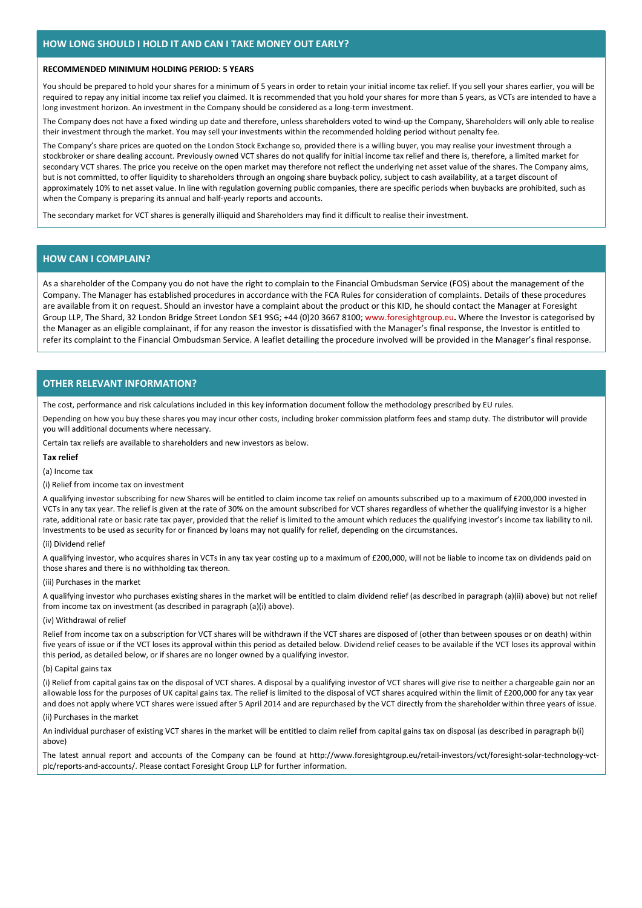## HOW LONG SHOULD I HOLD IT AND CAN I TAKE MONEY OUT EARLY?

**RECOMMENDED MINIMUM HOLDING PERIOD: 5 YEARS**

You should be prepared to hold your shares for a minimum of 5 years in order to retain your initial income tax relief. If you sell your shares earlier, you will be required to repay any initial income tax relief you claimed. It is recommended that you hold your shares for more than 5 years, as VCTs are intended to have a long investment horizon. An investment in the Company should be considered as a long-term investment.

The Company does not have a fixed winding up date and therefore, unless shareholders voted to wind-up the Company, Shareholders will only able to realise their investment through the market. You may sell your investments within the recommended holding period without penalty fee.

The Company's share prices are quoted on the London Stock Exchange so, provided there is a willing buyer, you may realise your investment through a stockbroker or share dealing account. Previously owned VCT shares do not qualify for initial income tax relief and there is, therefore, a limited market for secondary VCT shares. The price you receive on the open market may therefore not reflect the underlying net asset value of the shares. The Company aims, but is not committed, to offer liquidity to shareholders through an ongoing share buyback policy, subject to cash availability, at a target discount of approximately 10% to net asset value. In line with regulation governing public companies, there are specific periods when buybacks are prohibited, such as when the Company is preparing its annual and half-yearly reports and accounts.

The secondary market for VCT shares is generally illiquid and Shareholders may find it difficult to realise their investment.

## HOW CAN I COMPLAIN?

As a shareholder of the Company you do not have the right to complain to the Financial Ombudsman Service (FOS) about the management of the Company. The Manager has established procedures in accordance with the FCA Rules for consideration of complaints. Details of these procedures are available from it on request. Should an investor have a complaint about the product or this KID, he should contact the Manager at Foresight Group LLP, The Shard, 32 London Bridge Street London SE1 9SG; +44 (0)20 3667 8100; www.foresightgroup.eu**.** Where the Investor is categorised by the Manager as an eligible complainant, if for any reason the investor is dissatisfied with the Manager's final response, the Investor is entitled to refer its complaint to the Financial Ombudsman Service. A leaflet detailing the procedure involved will be provided in the Manager's final response.

## OTHER RELEVANT INFORMATION?

The cost, performance and risk calculations included in this key information document follow the methodology prescribed by EU rules.

Depending on how you buy these shares you may incur other costs, including broker commission platform fees and stamp duty. The distributor will provide you will additional documents where necessary.

Certain tax reliefs are available to shareholders and new investors as below.

**Tax relief**

(a) Income tax

(i) Relief from income tax on investment

A qualifying investor subscribing for new Shares will be entitled to claim income tax relief on amounts subscribed up to a maximum of £200,000 invested in VCTs in any tax year. The relief is given at the rate of 30% on the amount subscribed for VCT shares regardless of whether the qualifying investor is a higher rate, additional rate or basic rate tax payer, provided that the relief is limited to the amount which reduces the qualifying investor's income tax liability to nil. Investments to be used as security for or financed by loans may not qualify for relief, depending on the circumstances.

(ii) Dividend relief

A qualifying investor, who acquires shares in VCTs in any tax year costing up to a maximum of £200,000, will not be liable to income tax on dividends paid on those shares and there is no withholding tax thereon.

(iii) Purchases in the market

A qualifying investor who purchases existing shares in the market will be entitled to claim dividend relief (as described in paragraph (a)(ii) above) but not relief from income tax on investment (as described in paragraph (a)(i) above).

(iv) Withdrawal of relief

Relief from income tax on a subscription for VCT shares will be withdrawn if the VCT shares are disposed of (other than between spouses or on death) within five years of issue or if the VCT loses its approval within this period as detailed below. Dividend relief ceases to be available if the VCT loses its approval within this period, as detailed below, or if shares are no longer owned by a qualifying investor.

(b) Capital gains tax

(i) Relief from capital gains tax on the disposal of VCT shares. A disposal by a qualifying investor of VCT shares will give rise to neither a chargeable gain nor an allowable loss for the purposes of UK capital gains tax. The relief is limited to the disposal of VCT shares acquired within the limit of £200,000 for any tax year and does not apply where VCT shares were issued after 5 April 2014 and are repurchased by the VCT directly from the shareholder within three years of issue.

(ii) Purchases in the market

An individual purchaser of existing VCT shares in the market will be entitled to claim relief from capital gains tax on disposal (as described in paragraph b(i) above)

The latest annual report and accounts of the Company can be found at http://www.foresightgroup.eu/retail-investors/vct/foresight-solar-technology-vct-plc/reports-and-accounts/. Please contact Foresight Group LLP for further information.